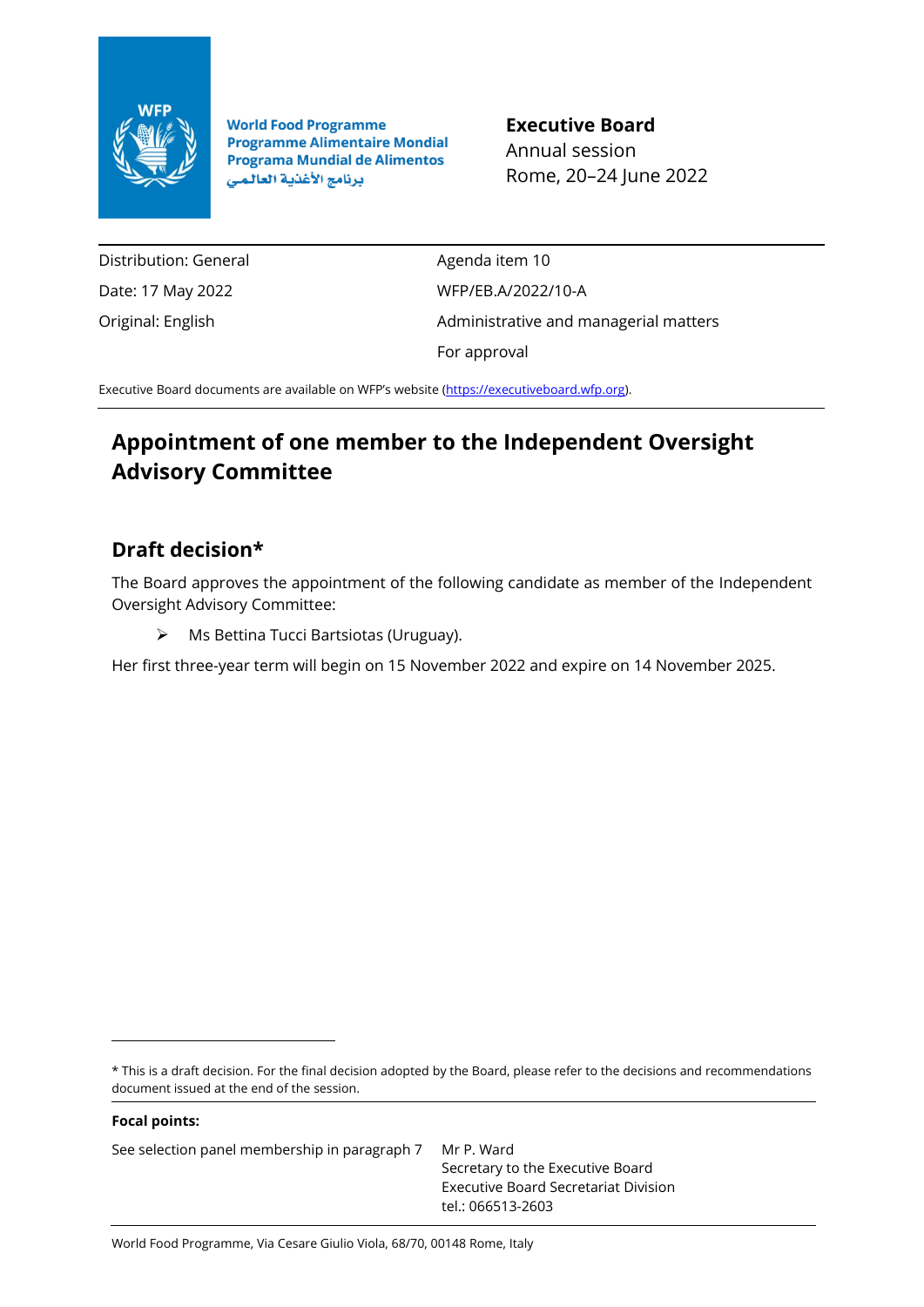World Food Programme
Programme Alimentaire Mondial
Programa Mundial de Alimentos
برنامج الأغذية العالمي

**Executive Board**
Annual session
Rome, 20–24 June 2022

| | |
|---|---|
| Distribution: General | Agenda item 10 |
| Date: 17 May 2022 | WFP/EB.A/2022/10-A |
| Original: English | Administrative and managerial matters |
| | For approval |

Executive Board documents are available on WFP's website (https://executiveboard.wfp.org).

# Appointment of one member to the Independent Oversight Advisory Committee

## Draft decision*

The Board approves the appointment of the following candidate as member of the Independent Oversight Advisory Committee:

- Ms Bettina Tucci Bartsiotas (Uruguay).

Her first three-year term will begin on 15 November 2022 and expire on 14 November 2025.

* This is a draft decision. For the final decision adopted by the Board, please refer to the decisions and recommendations document issued at the end of the session.

**Focal points:**

See selection panel membership in paragraph 7

Mr P. Ward
Secretary to the Executive Board
Executive Board Secretariat Division
tel.: 066513-2603

World Food Programme, Via Cesare Giulio Viola, 68/70, 00148 Rome, Italy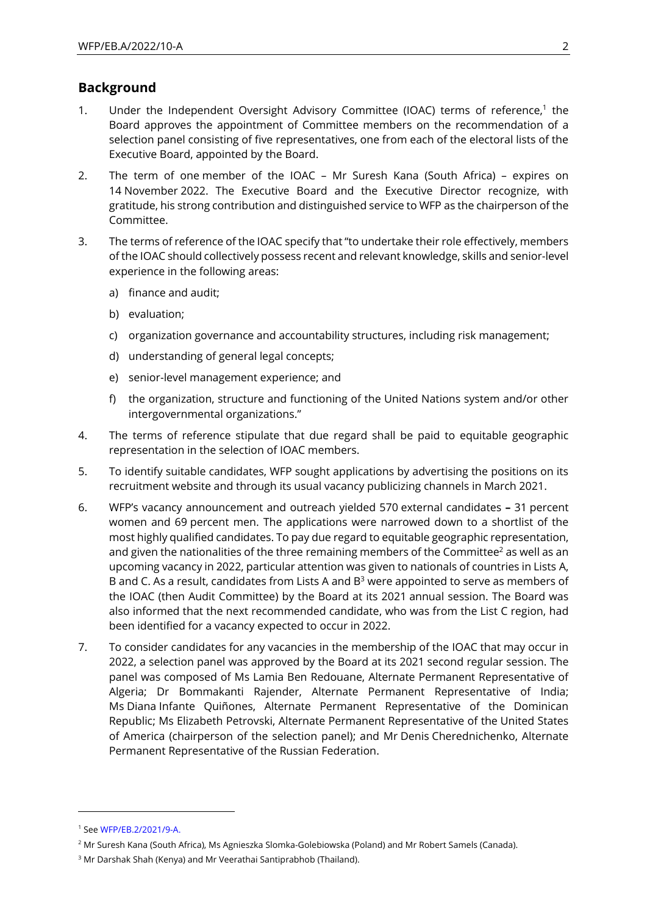## Background

1. Under the Independent Oversight Advisory Committee (IOAC) terms of reference,[1] the Board approves the appointment of Committee members on the recommendation of a selection panel consisting of five representatives, one from each of the electoral lists of the Executive Board, appointed by the Board.

2. The term of one member of the IOAC – Mr Suresh Kana (South Africa) – expires on 14 November 2022. The Executive Board and the Executive Director recognize, with gratitude, his strong contribution and distinguished service to WFP as the chairperson of the Committee.

3. The terms of reference of the IOAC specify that "to undertake their role effectively, members of the IOAC should collectively possess recent and relevant knowledge, skills and senior-level experience in the following areas:

   a) finance and audit;

   b) evaluation;

   c) organization governance and accountability structures, including risk management;

   d) understanding of general legal concepts;

   e) senior-level management experience; and

   f) the organization, structure and functioning of the United Nations system and/or other intergovernmental organizations."

4. The terms of reference stipulate that due regard shall be paid to equitable geographic representation in the selection of IOAC members.

5. To identify suitable candidates, WFP sought applications by advertising the positions on its recruitment website and through its usual vacancy publicizing channels in March 2021.

6. WFP's vacancy announcement and outreach yielded 570 external candidates **–** 31 percent women and 69 percent men. The applications were narrowed down to a shortlist of the most highly qualified candidates. To pay due regard to equitable geographic representation, and given the nationalities of the three remaining members of the Committee[2] as well as an upcoming vacancy in 2022, particular attention was given to nationals of countries in Lists A, B and C. As a result, candidates from Lists A and B[3] were appointed to serve as members of the IOAC (then Audit Committee) by the Board at its 2021 annual session. The Board was also informed that the next recommended candidate, who was from the List C region, had been identified for a vacancy expected to occur in 2022.

7. To consider candidates for any vacancies in the membership of the IOAC that may occur in 2022, a selection panel was approved by the Board at its 2021 second regular session. The panel was composed of Ms Lamia Ben Redouane, Alternate Permanent Representative of Algeria; Dr Bommakanti Rajender, Alternate Permanent Representative of India; Ms Diana Infante Quiñones, Alternate Permanent Representative of the Dominican Republic; Ms Elizabeth Petrovski, Alternate Permanent Representative of the United States of America (chairperson of the selection panel); and Mr Denis Cherednichenko, Alternate Permanent Representative of the Russian Federation.

---

[1] See WFP/EB.2/2021/9-A.

[2] Mr Suresh Kana (South Africa), Ms Agnieszka Slomka-Golebiowska (Poland) and Mr Robert Samels (Canada).

[3] Mr Darshak Shah (Kenya) and Mr Veerathai Santiprabhob (Thailand).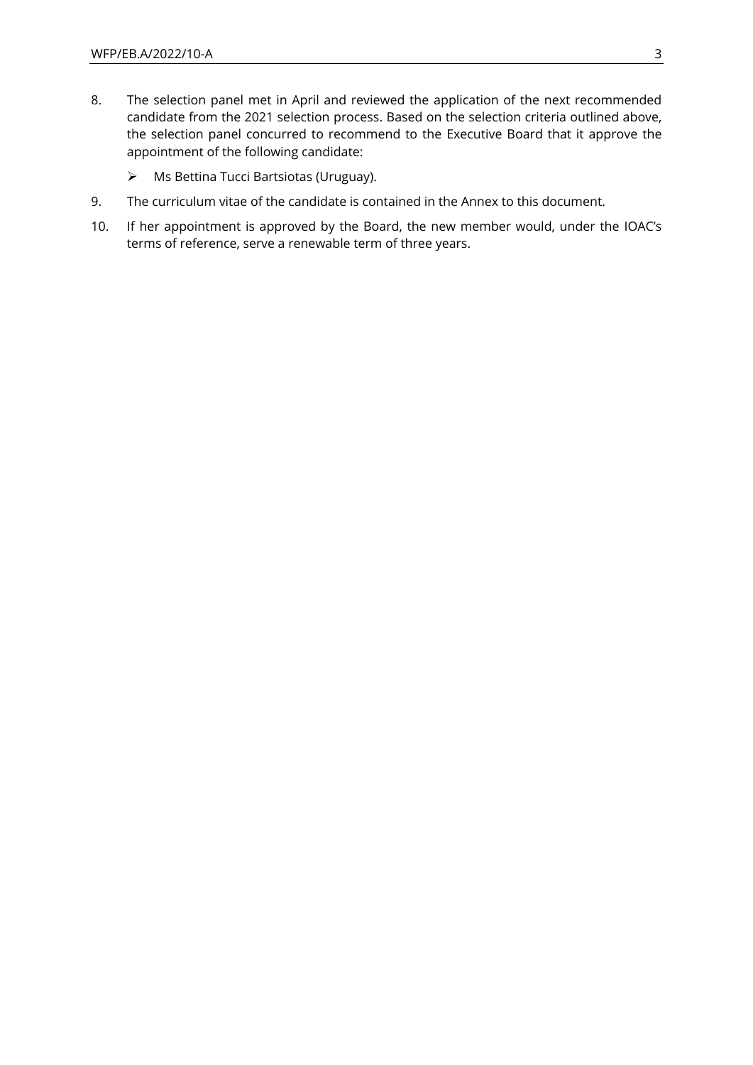8. The selection panel met in April and reviewed the application of the next recommended candidate from the 2021 selection process. Based on the selection criteria outlined above, the selection panel concurred to recommend to the Executive Board that it approve the appointment of the following candidate:

   - Ms Bettina Tucci Bartsiotas (Uruguay).

9. The curriculum vitae of the candidate is contained in the Annex to this document.

10. If her appointment is approved by the Board, the new member would, under the IOAC's terms of reference, serve a renewable term of three years.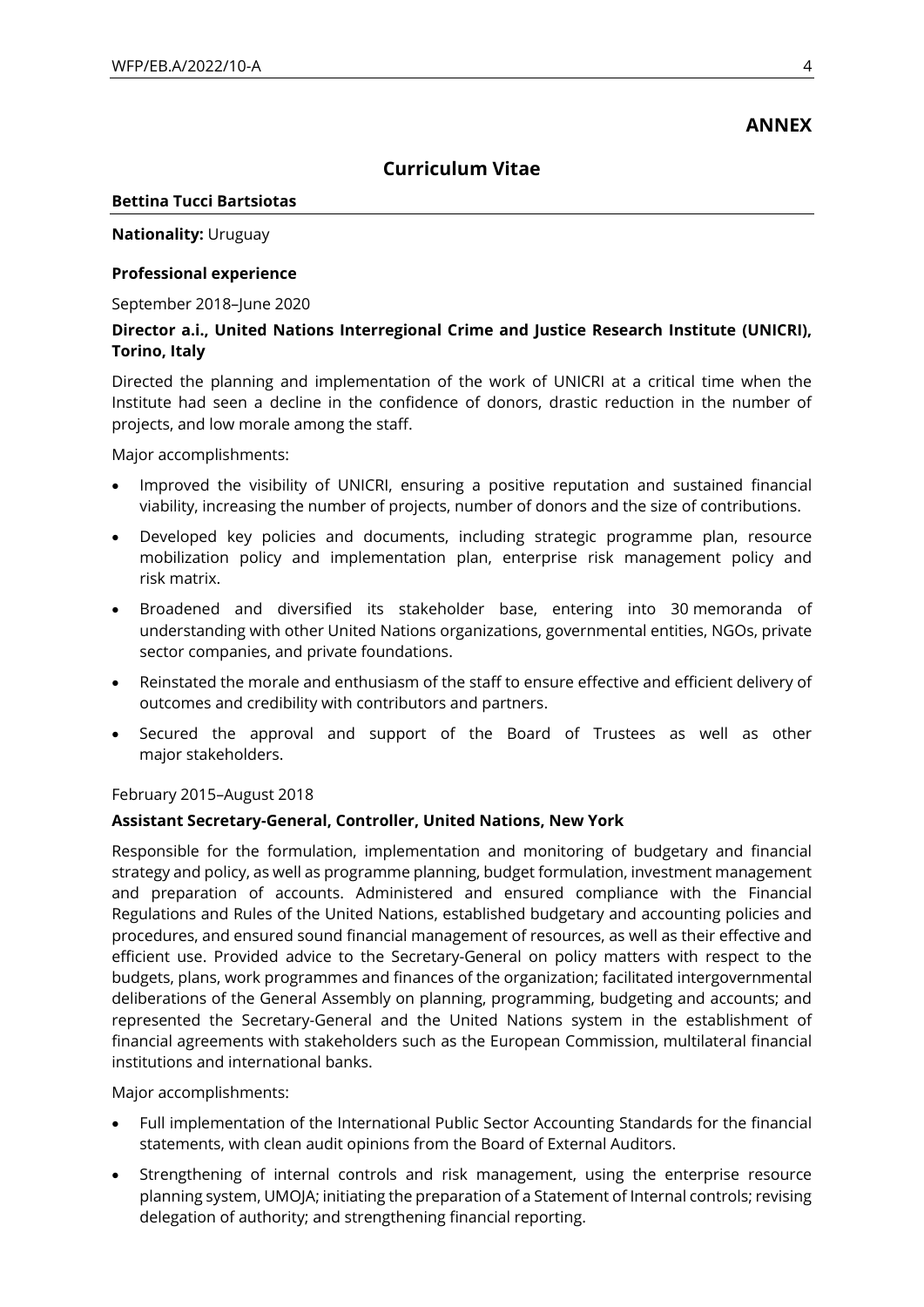## ANNEX

## Curriculum Vitae

**Bettina Tucci Bartsiotas**

**Nationality:** Uruguay

**Professional experience**

September 2018–June 2020

**Director a.i., United Nations Interregional Crime and Justice Research Institute (UNICRI), Torino, Italy**

Directed the planning and implementation of the work of UNICRI at a critical time when the Institute had seen a decline in the confidence of donors, drastic reduction in the number of projects, and low morale among the staff.

Major accomplishments:

- Improved the visibility of UNICRI, ensuring a positive reputation and sustained financial viability, increasing the number of projects, number of donors and the size of contributions.
- Developed key policies and documents, including strategic programme plan, resource mobilization policy and implementation plan, enterprise risk management policy and risk matrix.
- Broadened and diversified its stakeholder base, entering into 30 memoranda of understanding with other United Nations organizations, governmental entities, NGOs, private sector companies, and private foundations.
- Reinstated the morale and enthusiasm of the staff to ensure effective and efficient delivery of outcomes and credibility with contributors and partners.
- Secured the approval and support of the Board of Trustees as well as other major stakeholders.

February 2015–August 2018

**Assistant Secretary-General, Controller, United Nations, New York**

Responsible for the formulation, implementation and monitoring of budgetary and financial strategy and policy, as well as programme planning, budget formulation, investment management and preparation of accounts. Administered and ensured compliance with the Financial Regulations and Rules of the United Nations, established budgetary and accounting policies and procedures, and ensured sound financial management of resources, as well as their effective and efficient use. Provided advice to the Secretary-General on policy matters with respect to the budgets, plans, work programmes and finances of the organization; facilitated intergovernmental deliberations of the General Assembly on planning, programming, budgeting and accounts; and represented the Secretary-General and the United Nations system in the establishment of financial agreements with stakeholders such as the European Commission, multilateral financial institutions and international banks.

Major accomplishments:

- Full implementation of the International Public Sector Accounting Standards for the financial statements, with clean audit opinions from the Board of External Auditors.
- Strengthening of internal controls and risk management, using the enterprise resource planning system, UMOJA; initiating the preparation of a Statement of Internal controls; revising delegation of authority; and strengthening financial reporting.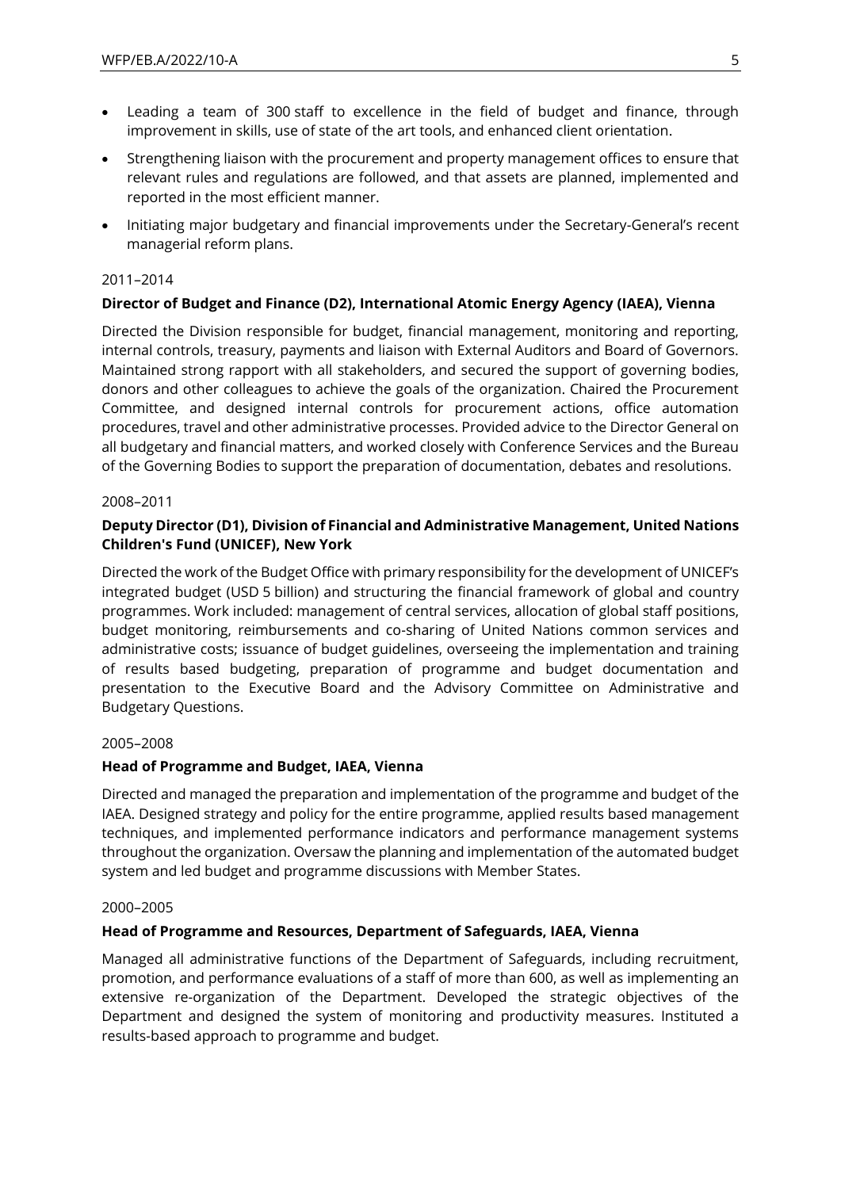- Leading a team of 300 staff to excellence in the field of budget and finance, through improvement in skills, use of state of the art tools, and enhanced client orientation.
- Strengthening liaison with the procurement and property management offices to ensure that relevant rules and regulations are followed, and that assets are planned, implemented and reported in the most efficient manner.
- Initiating major budgetary and financial improvements under the Secretary-General's recent managerial reform plans.

2011–2014

**Director of Budget and Finance (D2), International Atomic Energy Agency (IAEA), Vienna**

Directed the Division responsible for budget, financial management, monitoring and reporting, internal controls, treasury, payments and liaison with External Auditors and Board of Governors. Maintained strong rapport with all stakeholders, and secured the support of governing bodies, donors and other colleagues to achieve the goals of the organization. Chaired the Procurement Committee, and designed internal controls for procurement actions, office automation procedures, travel and other administrative processes. Provided advice to the Director General on all budgetary and financial matters, and worked closely with Conference Services and the Bureau of the Governing Bodies to support the preparation of documentation, debates and resolutions.

2008–2011

**Deputy Director (D1), Division of Financial and Administrative Management, United Nations Children's Fund (UNICEF), New York**

Directed the work of the Budget Office with primary responsibility for the development of UNICEF's integrated budget (USD 5 billion) and structuring the financial framework of global and country programmes. Work included: management of central services, allocation of global staff positions, budget monitoring, reimbursements and co-sharing of United Nations common services and administrative costs; issuance of budget guidelines, overseeing the implementation and training of results based budgeting, preparation of programme and budget documentation and presentation to the Executive Board and the Advisory Committee on Administrative and Budgetary Questions.

2005–2008

**Head of Programme and Budget, IAEA, Vienna**

Directed and managed the preparation and implementation of the programme and budget of the IAEA. Designed strategy and policy for the entire programme, applied results based management techniques, and implemented performance indicators and performance management systems throughout the organization. Oversaw the planning and implementation of the automated budget system and led budget and programme discussions with Member States.

2000–2005

**Head of Programme and Resources, Department of Safeguards, IAEA, Vienna**

Managed all administrative functions of the Department of Safeguards, including recruitment, promotion, and performance evaluations of a staff of more than 600, as well as implementing an extensive re-organization of the Department. Developed the strategic objectives of the Department and designed the system of monitoring and productivity measures. Instituted a results-based approach to programme and budget.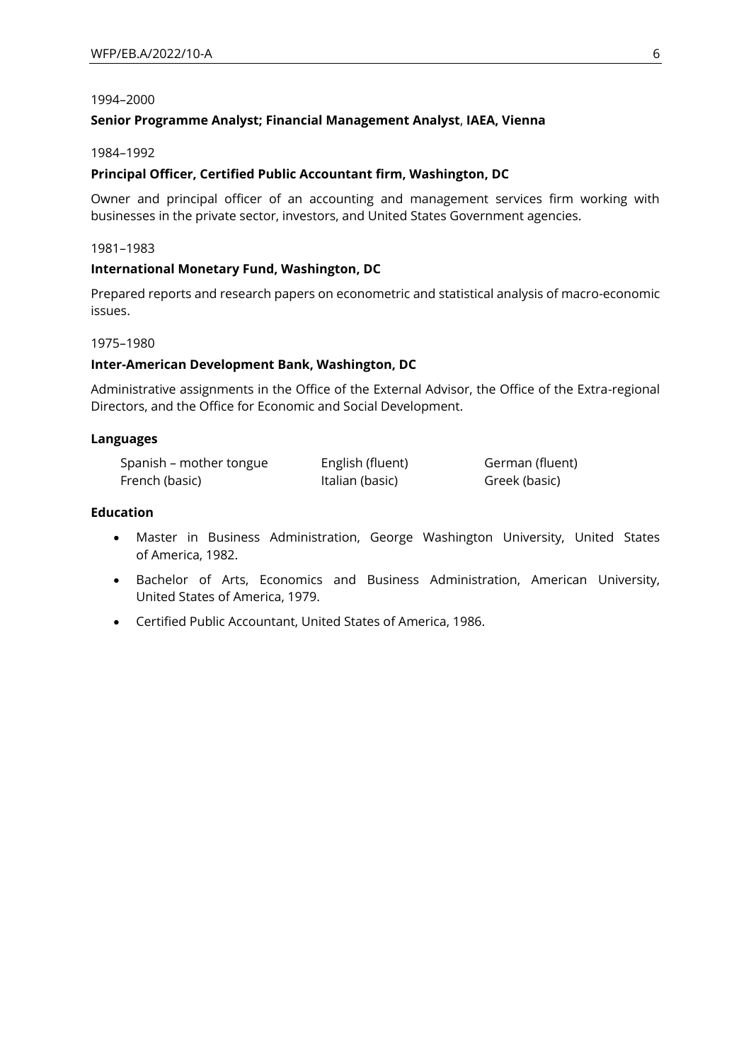1994–2000

**Senior Programme Analyst; Financial Management Analyst**, **IAEA, Vienna**

1984–1992

**Principal Officer, Certified Public Accountant firm, Washington, DC**

Owner and principal officer of an accounting and management services firm working with businesses in the private sector, investors, and United States Government agencies.

1981–1983

**International Monetary Fund, Washington, DC**

Prepared reports and research papers on econometric and statistical analysis of macro-economic issues.

1975–1980

**Inter-American Development Bank, Washington, DC**

Administrative assignments in the Office of the External Advisor, the Office of the Extra-regional Directors, and the Office for Economic and Social Development.

**Languages**

| | | |
|---|---|---|
| Spanish – mother tongue | English (fluent) | German (fluent) |
| French (basic) | Italian (basic) | Greek (basic) |

**Education**

- Master in Business Administration, George Washington University, United States of America, 1982.
- Bachelor of Arts, Economics and Business Administration, American University, United States of America, 1979.
- Certified Public Accountant, United States of America, 1986.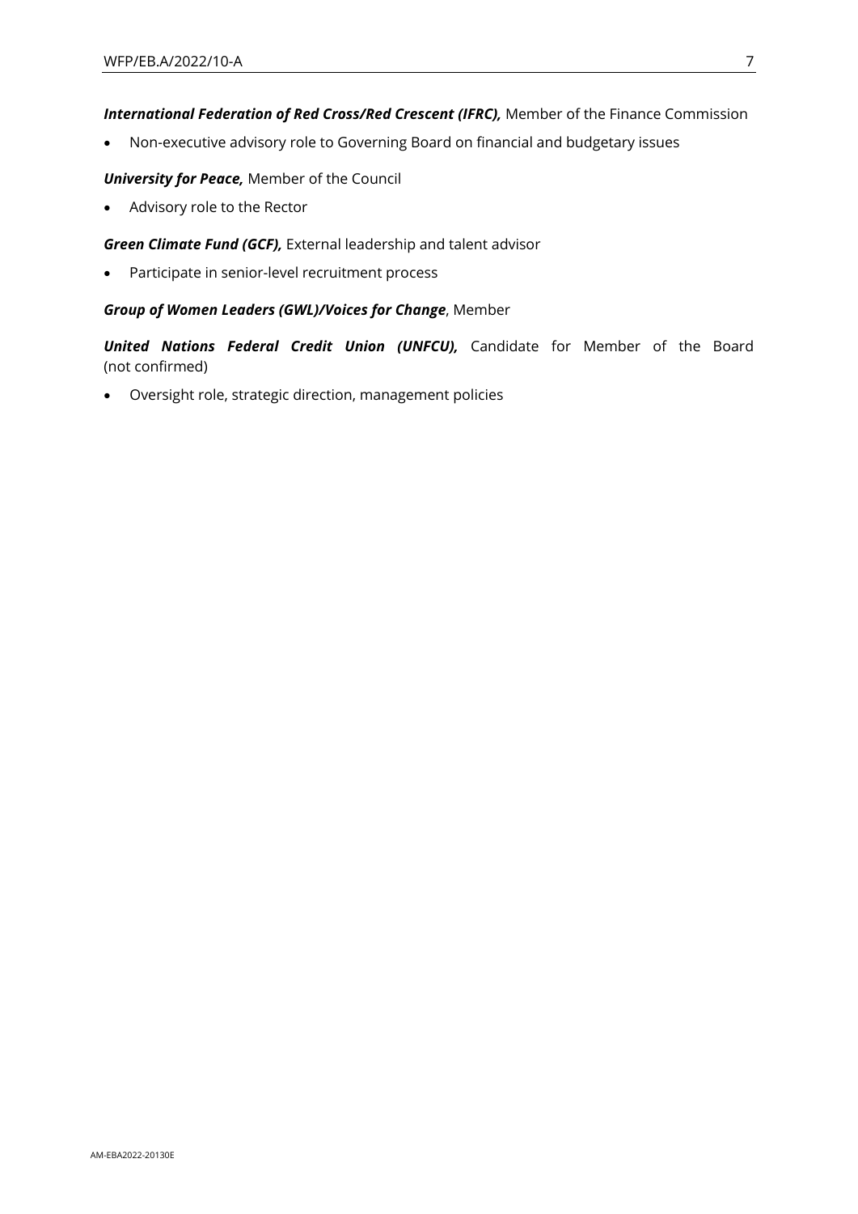***International Federation of Red Cross/Red Crescent (IFRC),*** Member of the Finance Commission

- Non-executive advisory role to Governing Board on financial and budgetary issues

***University for Peace,*** Member of the Council

- Advisory role to the Rector

***Green Climate Fund (GCF),*** External leadership and talent advisor

- Participate in senior-level recruitment process

***Group of Women Leaders (GWL)/Voices for Change***, Member

***United Nations Federal Credit Union (UNFCU),*** Candidate for Member of the Board (not confirmed)

- Oversight role, strategic direction, management policies